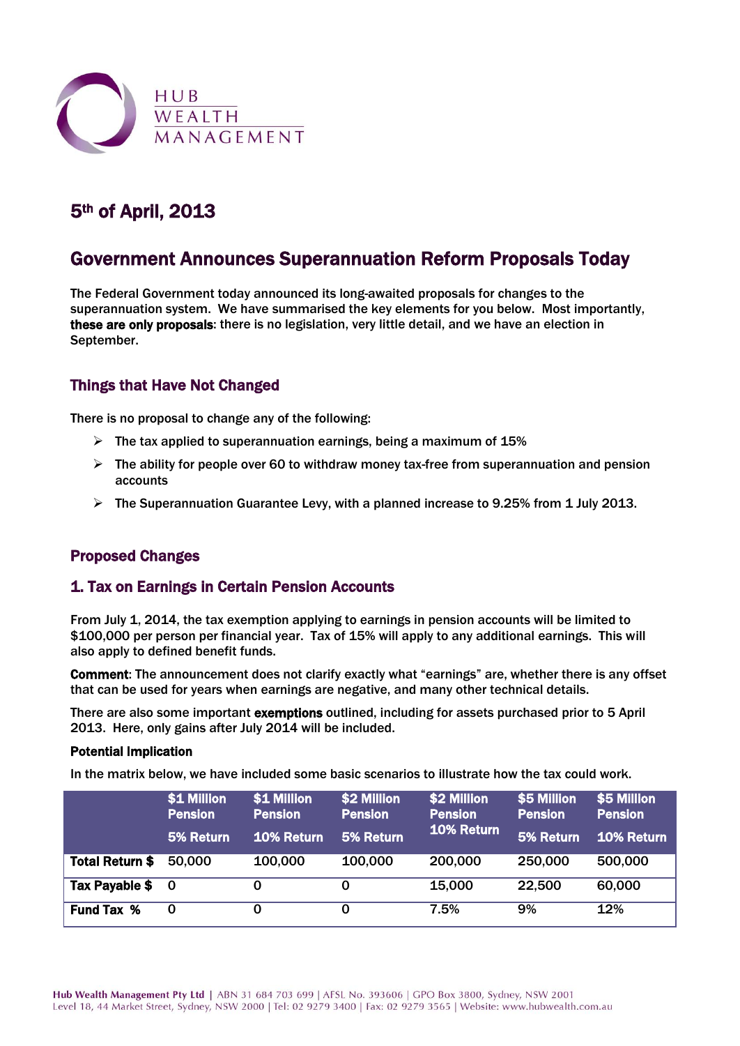HUB WEALTH MANAGEMENT

## 5th of April, 2013

## Government Announces Superannuation Reform Proposals Today

The Federal Government today announced its long-awaited proposals for changes to the superannuation system. We have summarised the key elements for you below. Most importantly, **these are only proposals**: there is no legislation, very little detail, and we have an election in September.

### Things that Have Not Changed

There is no proposal to change any of the following:

- The tax applied to superannuation earnings, being a maximum of 15%
- The ability for people over 60 to withdraw money tax-free from superannuation and pension accounts
- The Superannuation Guarantee Levy, with a planned increase to 9.25% from 1 July 2013.

### Proposed Changes

### 1. Tax on Earnings in Certain Pension Accounts

From July 1, 2014, the tax exemption applying to earnings in pension accounts will be limited to $100,000 per person per financial year. Tax of 15% will apply to any additional earnings. This will also apply to defined benefit funds.

**Comment**: The announcement does not clarify exactly what "earnings" are, whether there is any offset that can be used for years when earnings are negative, and many other technical details.

There are also some important **exemptions** outlined, including for assets purchased prior to 5 April 2013. Here, only gains after July 2014 will be included.

**Potential Implication**

In the matrix below, we have included some basic scenarios to illustrate how the tax could work.

| | $1 Million Pension 5% Return | $1 Million Pension 10% Return | $2 Million Pension 5% Return | $2 Million Pension 10% Return | $5 Million Pension 5% Return | $5 Million Pension 10% Return |
|---|---|---|---|---|---|---|
| **Total Return $** | 50,000 | 100,000 | 100,000 | 200,000 | 250,000 | 500,000 |
| **Tax Payable $** | 0 | 0 | 0 | 15,000 | 22,500 | 60,000 |
| **Fund Tax %** | 0 | 0 | 0 | 7.5% | 9% | 12% |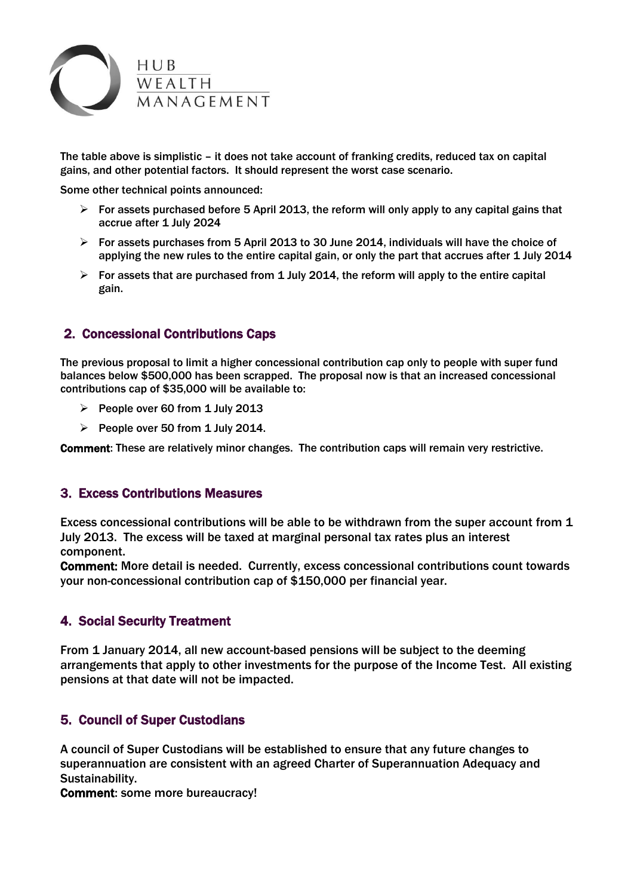The table above is simplistic – it does not take account of franking credits, reduced tax on capital gains, and other potential factors. It should represent the worst case scenario.

Some other technical points announced:

- For assets purchased before 5 April 2013, the reform will only apply to any capital gains that accrue after 1 July 2024
- For assets purchases from 5 April 2013 to 30 June 2014, individuals will have the choice of applying the new rules to the entire capital gain, or only the part that accrues after 1 July 2014
- For assets that are purchased from 1 July 2014, the reform will apply to the entire capital gain.

## 2. Concessional Contributions Caps

The previous proposal to limit a higher concessional contribution cap only to people with super fund balances below $500,000 has been scrapped. The proposal now is that an increased concessional contributions cap of $35,000 will be available to:

- People over 60 from 1 July 2013
- People over 50 from 1 July 2014.

**Comment**: These are relatively minor changes. The contribution caps will remain very restrictive.

## 3. Excess Contributions Measures

Excess concessional contributions will be able to be withdrawn from the super account from 1 July 2013. The excess will be taxed at marginal personal tax rates plus an interest component.

**Comment:** More detail is needed. Currently, excess concessional contributions count towards your non-concessional contribution cap of $150,000 per financial year.

## 4. Social Security Treatment

From 1 January 2014, all new account-based pensions will be subject to the deeming arrangements that apply to other investments for the purpose of the Income Test. All existing pensions at that date will not be impacted.

## 5. Council of Super Custodians

A council of Super Custodians will be established to ensure that any future changes to superannuation are consistent with an agreed Charter of Superannuation Adequacy and Sustainability.

**Comment**: some more bureaucracy!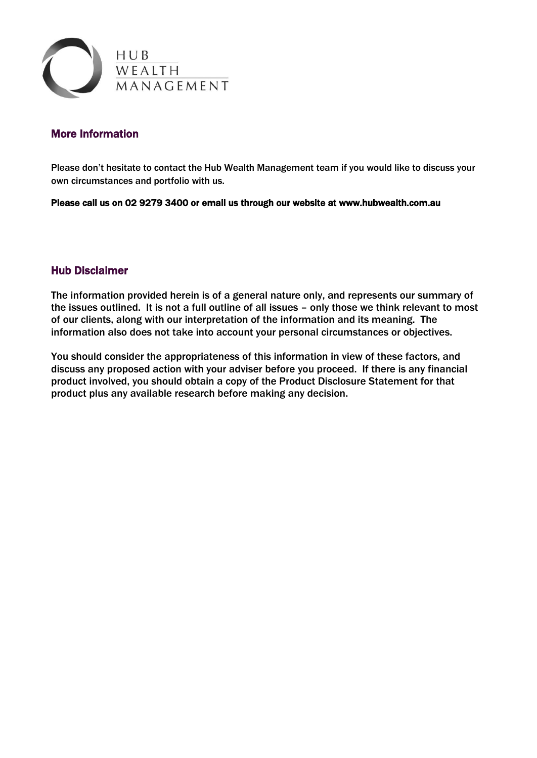HUB WEALTH MANAGEMENT

## More Information

Please don't hesitate to contact the Hub Wealth Management team if you would like to discuss your own circumstances and portfolio with us.

**Please call us on 02 9279 3400 or email us through our website at www.hubwealth.com.au**

## Hub Disclaimer

The information provided herein is of a general nature only, and represents our summary of the issues outlined. It is not a full outline of all issues – only those we think relevant to most of our clients, along with our interpretation of the information and its meaning. The information also does not take into account your personal circumstances or objectives.

You should consider the appropriateness of this information in view of these factors, and discuss any proposed action with your adviser before you proceed. If there is any financial product involved, you should obtain a copy of the Product Disclosure Statement for that product plus any available research before making any decision.